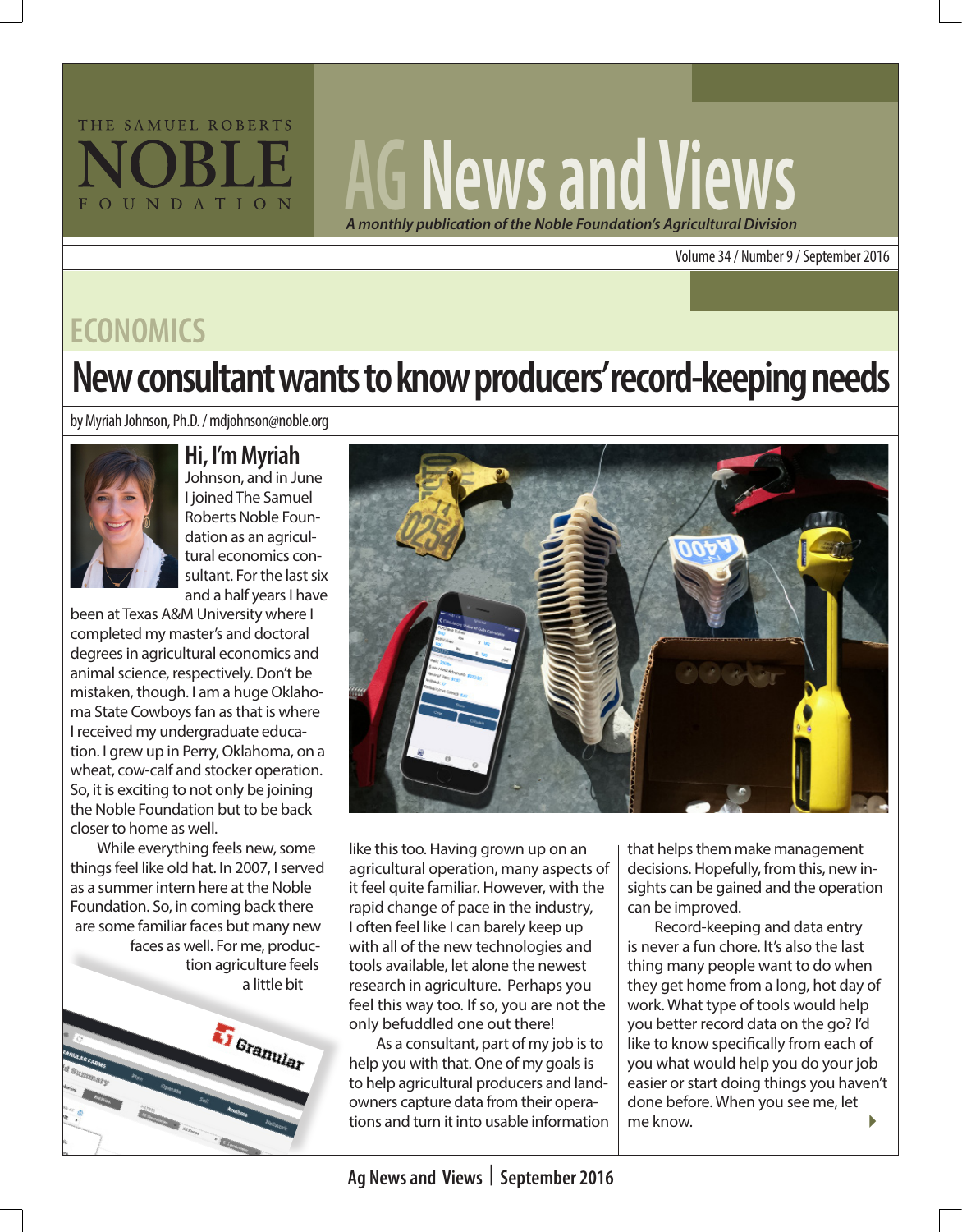THE SAMUEL ROBERTS NOBLE FOUNDATION

# AG News and Views

*A monthly publication of the Noble Foundation's Agricultural Division*

Volume 34 / Number 9 / September 2016

## ECONOMICS

# New consultant wants to know producers' record-keeping needs

by Myriah Johnson, Ph.D. / mdjohnson@noble.org

**Hi, I'm Myriah** Johnson, and in June I joined The Samuel Roberts Noble Foundation as an agricultural economics consultant. For the last six and a half years I have been at Texas A&M University where I completed my master's and doctoral degrees in agricultural economics and animal science, respectively. Don't be mistaken, though. I am a huge Oklahoma State Cowboys fan as that is where I received my undergraduate education. I grew up in Perry, Oklahoma, on a wheat, cow-calf and stocker operation. So, it is exciting to not only be joining the Noble Foundation but to be back closer to home as well.

While everything feels new, some things feel like old hat. In 2007, I served as a summer intern here at the Noble Foundation. So, in coming back there are some familiar faces but many new faces as well. For me, production agriculture feels a little bit like this too. Having grown up on an agricultural operation, many aspects of it feel quite familiar. However, with the rapid change of pace in the industry, I often feel like I can barely keep up with all of the new technologies and tools available, let alone the newest research in agriculture. Perhaps you feel this way too. If so, you are not the only befuddled one out there!

As a consultant, part of my job is to help you with that. One of my goals is to help agricultural producers and landowners capture data from their operations and turn it into usable information that helps them make management decisions. Hopefully, from this, new insights can be gained and the operation can be improved.

Record-keeping and data entry is never a fun chore. It's also the last thing many people want to do when they get home from a long, hot day of work. What type of tools would help you better record data on the go? I'd like to know specifically from each of you what would help you do your job easier or start doing things you haven't done before. When you see me, let me know.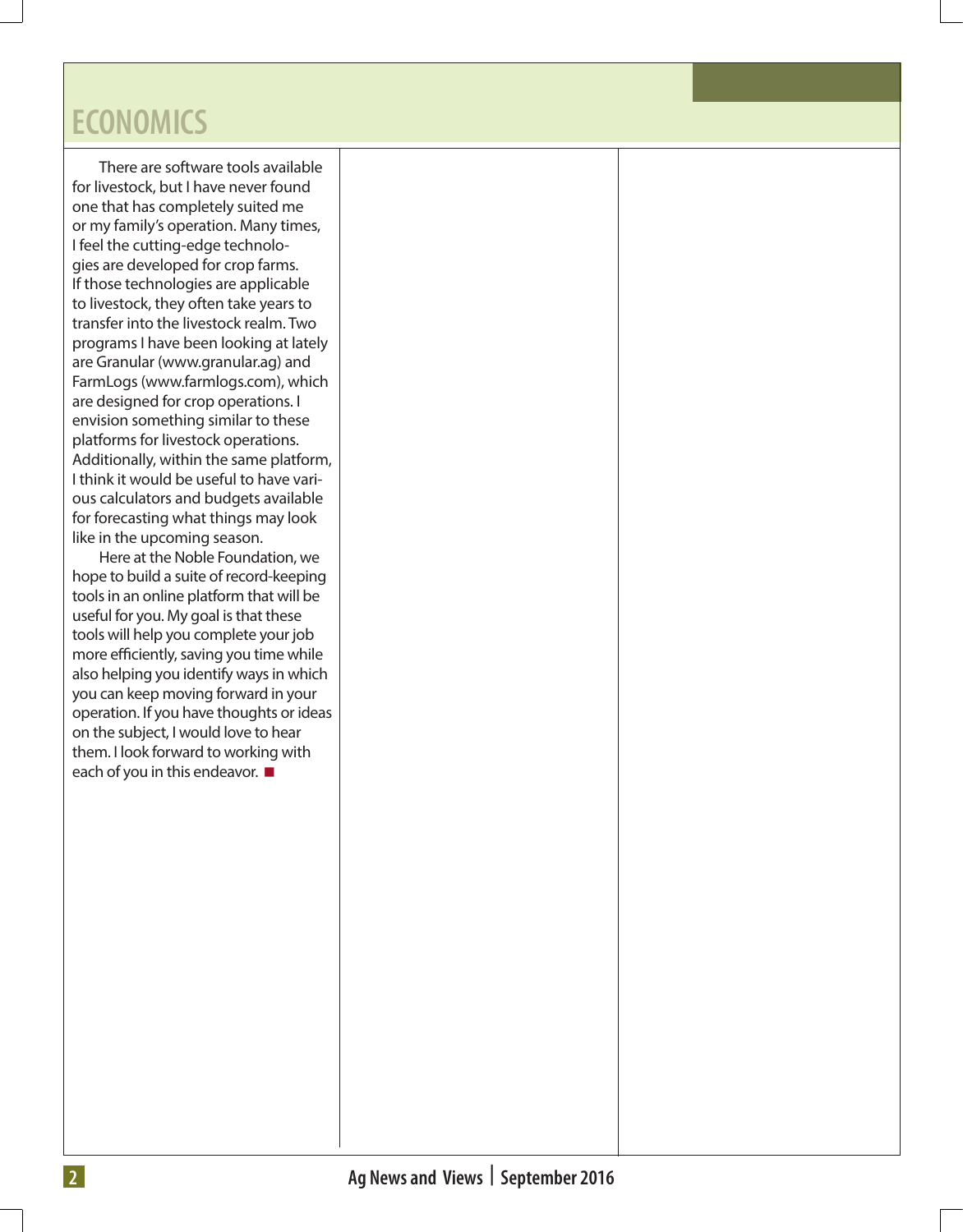# ECONOMICS

There are software tools available for livestock, but I have never found one that has completely suited me or my family's operation. Many times, I feel the cutting-edge technologies are developed for crop farms. If those technologies are applicable to livestock, they often take years to transfer into the livestock realm. Two programs I have been looking at lately are Granular (www.granular.ag) and FarmLogs (www.farmlogs.com), which are designed for crop operations. I envision something similar to these platforms for livestock operations. Additionally, within the same platform, I think it would be useful to have various calculators and budgets available for forecasting what things may look like in the upcoming season.

Here at the Noble Foundation, we hope to build a suite of record-keeping tools in an online platform that will be useful for you. My goal is that these tools will help you complete your job more efficiently, saving you time while also helping you identify ways in which you can keep moving forward in your operation. If you have thoughts or ideas on the subject, I would love to hear them. I look forward to working with each of you in this endeavor. ■